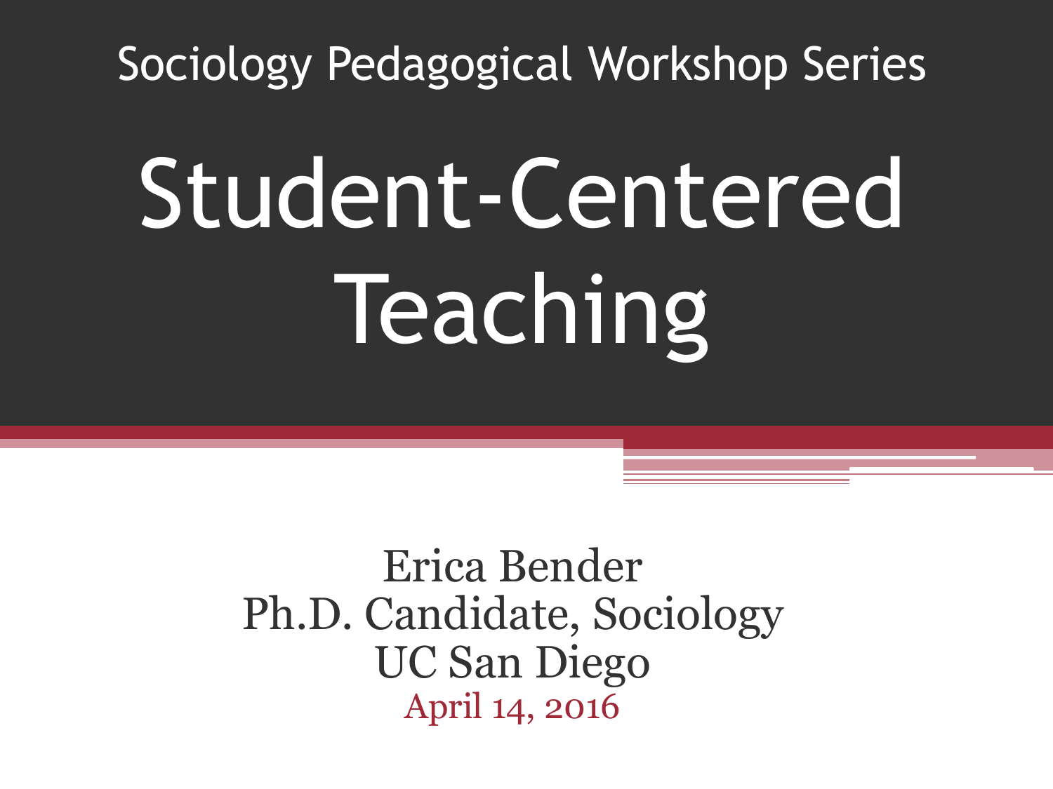Sociology Pedagogical Workshop Series

# Student-Centered Teaching

Erica Bender
Ph.D. Candidate, Sociology
UC San Diego
April 14, 2016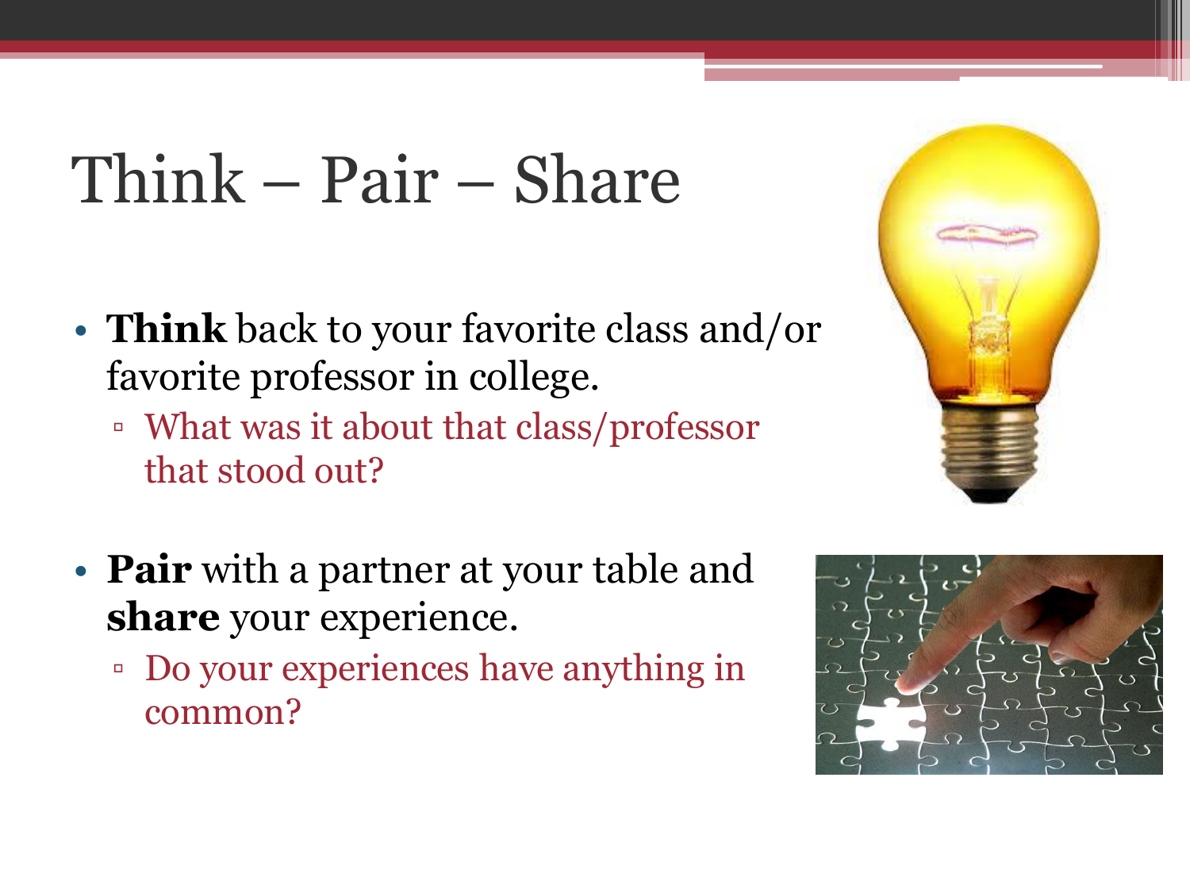# Think – Pair – Share

- **Think** back to your favorite class and/or favorite professor in college.
  - What was it about that class/professor that stood out?
- **Pair** with a partner at your table and **share** your experience.
  - Do your experiences have anything in common?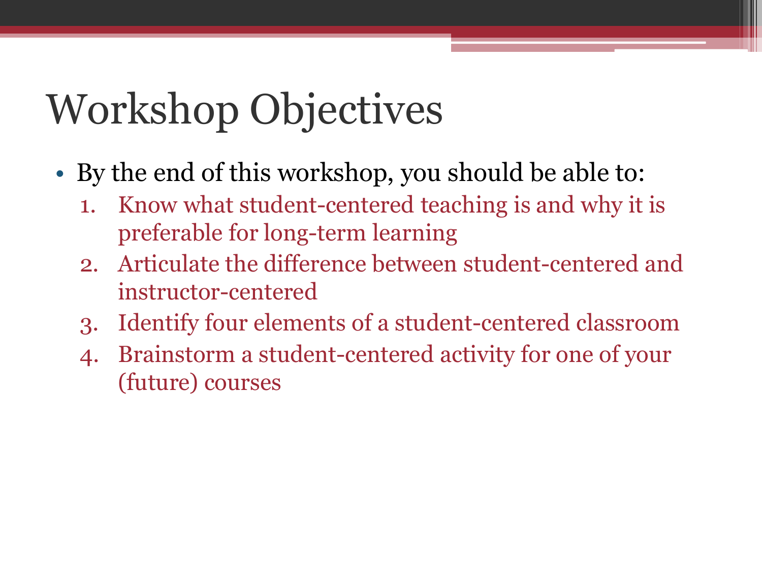# Workshop Objectives

- By the end of this workshop, you should be able to:
  1. Know what student-centered teaching is and why it is preferable for long-term learning
  2. Articulate the difference between student-centered and instructor-centered
  3. Identify four elements of a student-centered classroom
  4. Brainstorm a student-centered activity for one of your (future) courses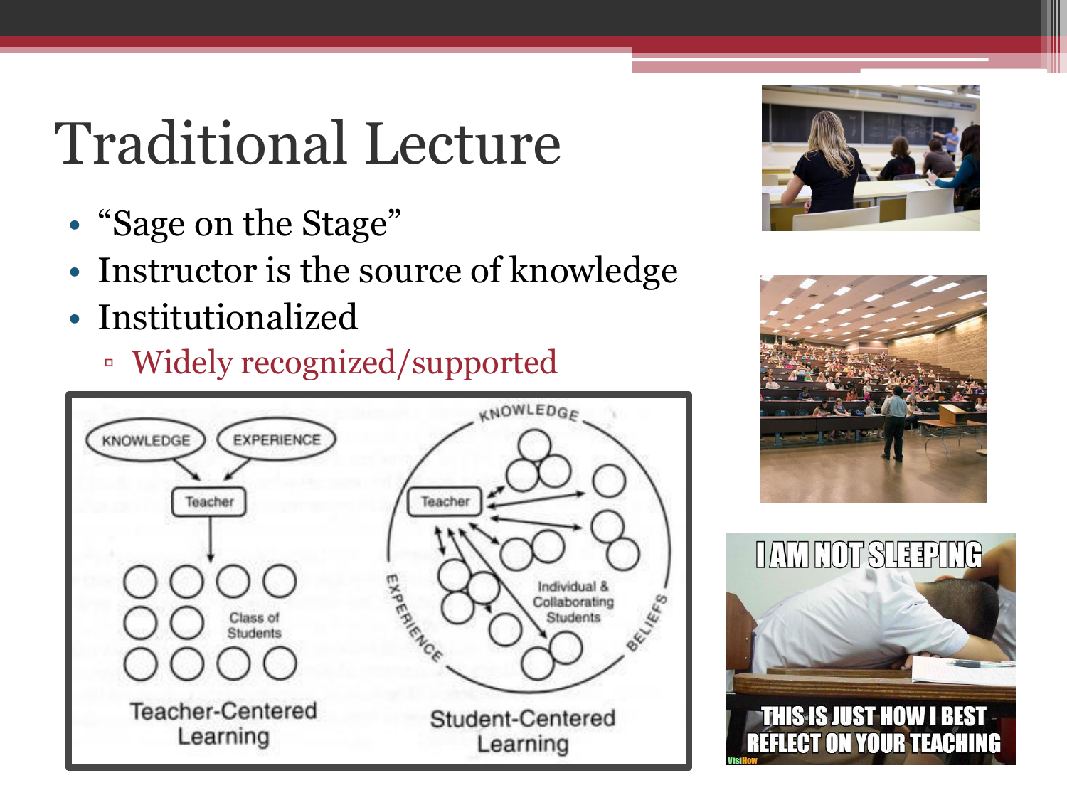# Traditional Lecture

- "Sage on the Stage"
- Instructor is the source of knowledge
- Institutionalized
  - Widely recognized/supported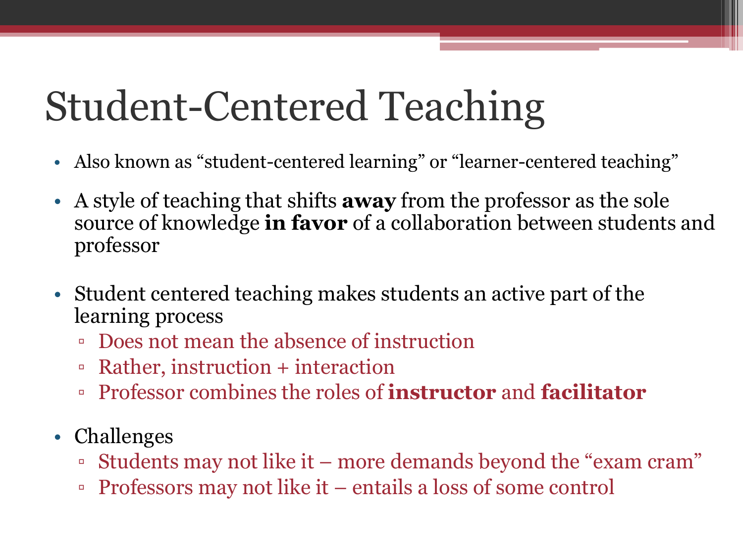# Student-Centered Teaching

- Also known as "student-centered learning" or "learner-centered teaching"
- A style of teaching that shifts **away** from the professor as the sole source of knowledge **in favor** of a collaboration between students and professor
- Student centered teaching makes students an active part of the learning process
  - Does not mean the absence of instruction
  - Rather, instruction + interaction
  - Professor combines the roles of **instructor** and **facilitator**
- Challenges
  - Students may not like it – more demands beyond the "exam cram"
  - Professors may not like it – entails a loss of some control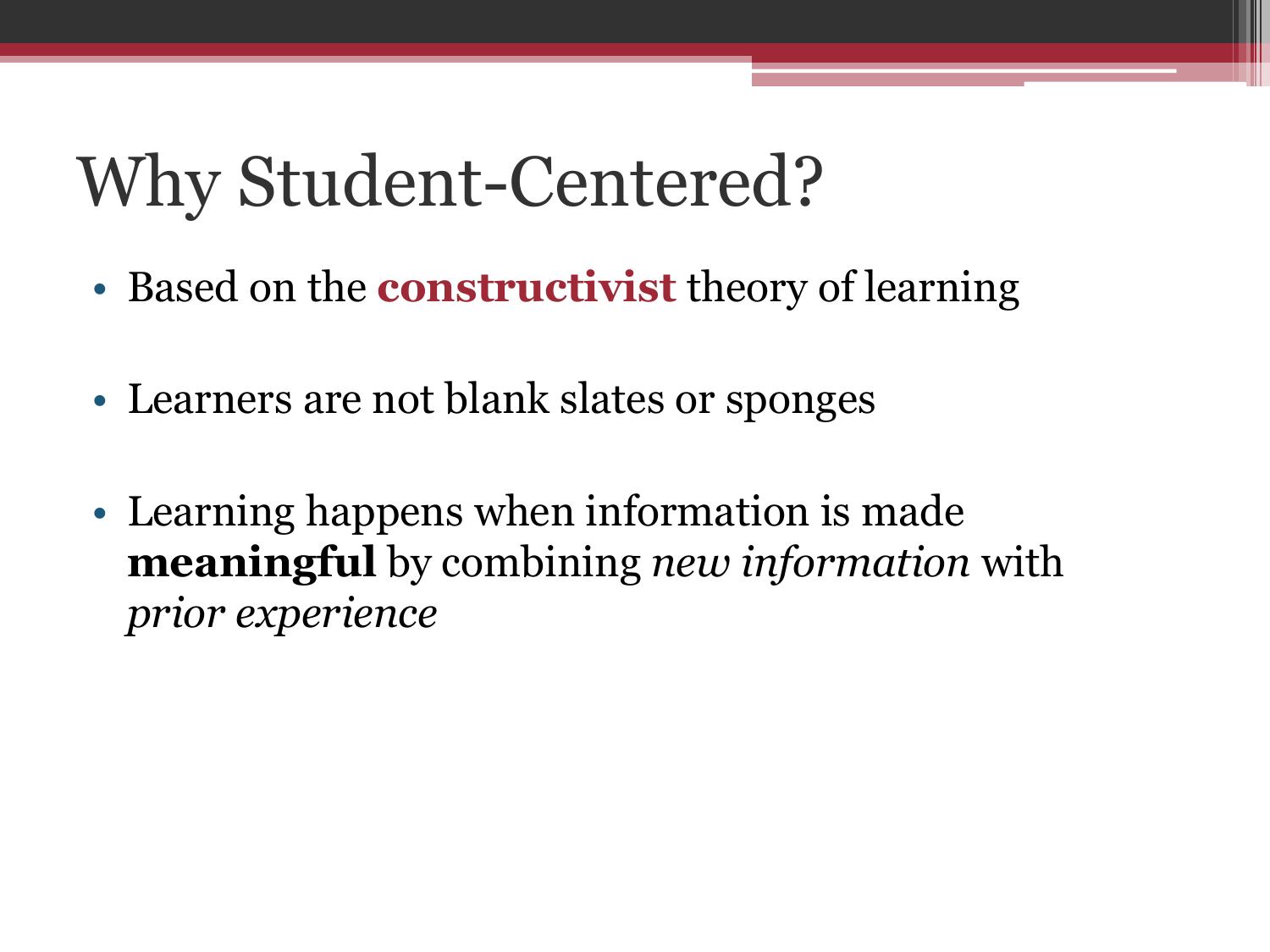# Why Student-Centered?

- Based on the **constructivist** theory of learning
- Learners are not blank slates or sponges
- Learning happens when information is made **meaningful** by combining *new information* with *prior experience*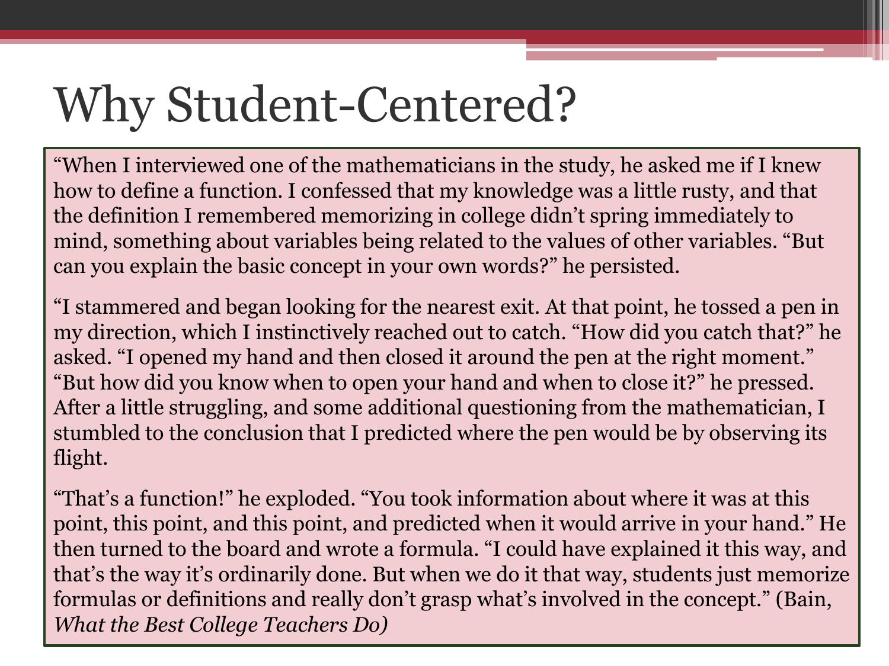# Why Student-Centered?

"When I interviewed one of the mathematicians in the study, he asked me if I knew how to define a function. I confessed that my knowledge was a little rusty, and that the definition I remembered memorizing in college didn't spring immediately to mind, something about variables being related to the values of other variables. "But can you explain the basic concept in your own words?" he persisted.

"I stammered and began looking for the nearest exit. At that point, he tossed a pen in my direction, which I instinctively reached out to catch. "How did you catch that?" he asked. "I opened my hand and then closed it around the pen at the right moment." "But how did you know when to open your hand and when to close it?" he pressed. After a little struggling, and some additional questioning from the mathematician, I stumbled to the conclusion that I predicted where the pen would be by observing its flight.

"That's a function!" he exploded. "You took information about where it was at this point, this point, and this point, and predicted when it would arrive in your hand." He then turned to the board and wrote a formula. "I could have explained it this way, and that's the way it's ordinarily done. But when we do it that way, students just memorize formulas or definitions and really don't grasp what's involved in the concept." (Bain, *What the Best College Teachers Do)*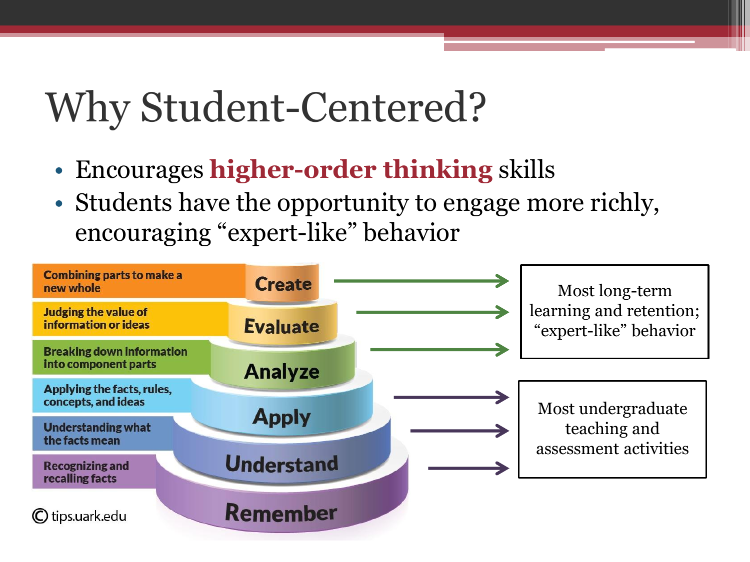# Why Student-Centered?

- Encourages **higher-order thinking** skills
- Students have the opportunity to engage more richly, encouraging "expert-like" behavior

| Description | Level | |
|---|---|---|
| Combining parts to make a new whole | Create | Most long-term learning and retention; "expert-like" behavior |
| Judging the value of information or ideas | Evaluate | |
| Breaking down information into component parts | Analyze | |
| Applying the facts, rules, concepts, and ideas | Apply | Most undergraduate teaching and assessment activities |
| Understanding what the facts mean | Understand | |
| Recognizing and recalling facts | Remember | |

© tips.uark.edu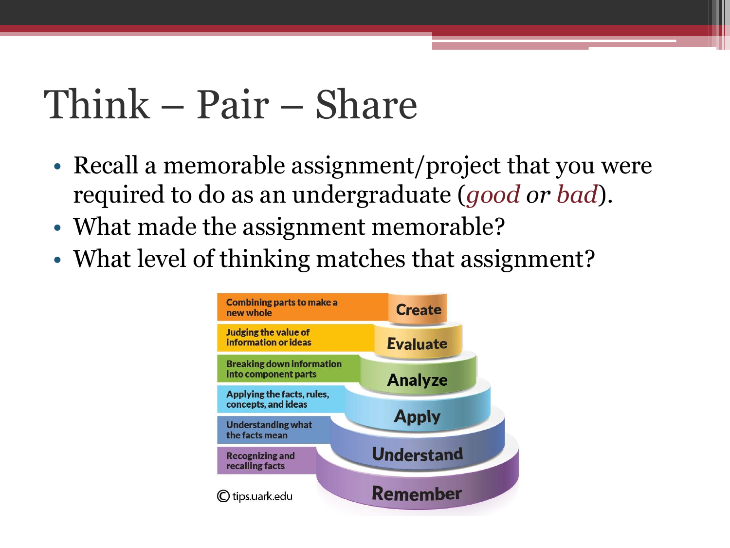# Think – Pair – Share

- Recall a memorable assignment/project that you were required to do as an undergraduate (*good or bad*).
- What made the assignment memorable?
- What level of thinking matches that assignment?

| Description | Level |
|---|---|
| Combining parts to make a new whole | Create |
| Judging the value of information or ideas | Evaluate |
| Breaking down information into component parts | Analyze |
| Applying the facts, rules, concepts, and ideas | Apply |
| Understanding what the facts mean | Understand |
| Recognizing and recalling facts | Remember |

© tips.uark.edu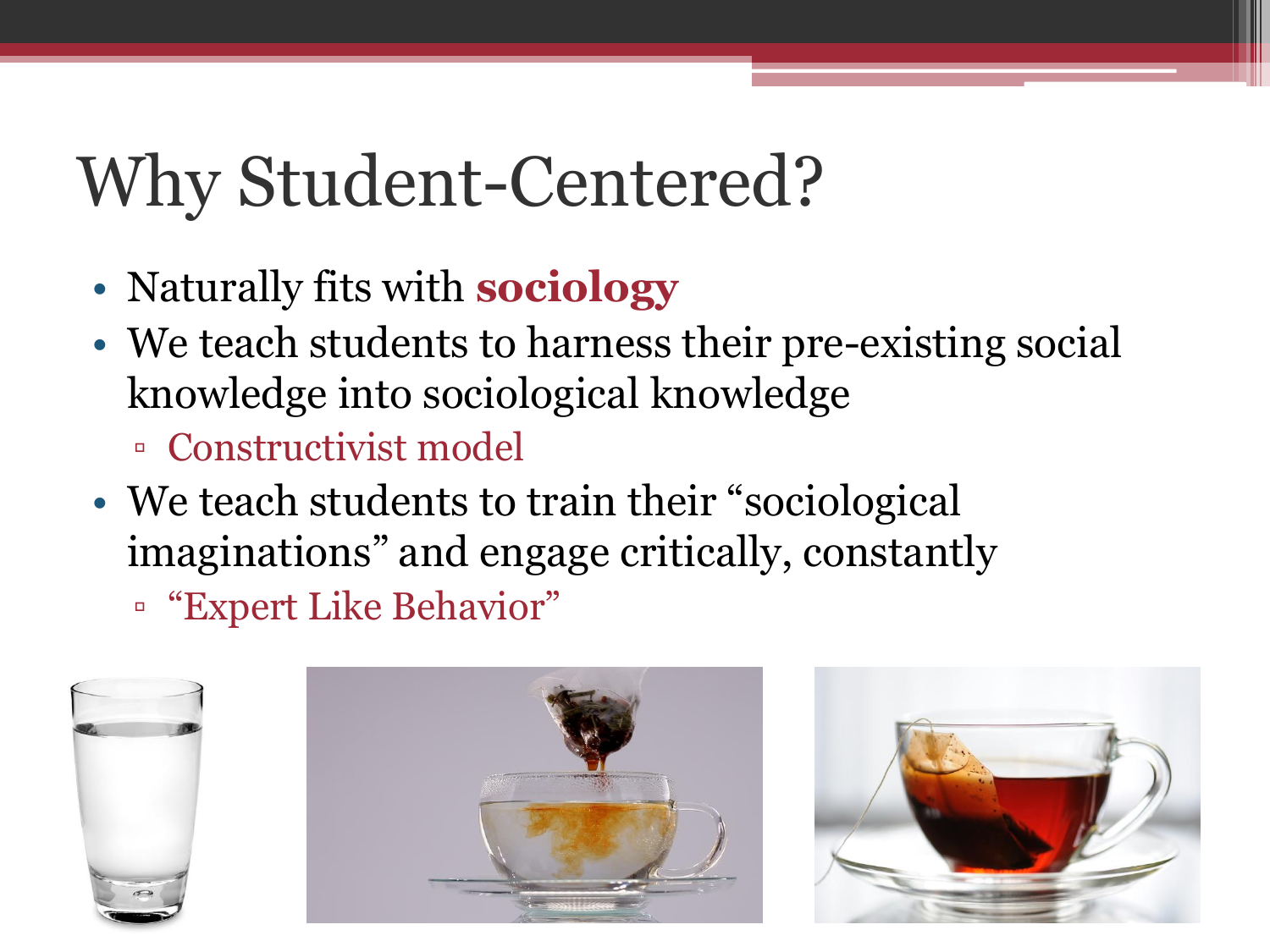# Why Student-Centered?

- Naturally fits with **sociology**
- We teach students to harness their pre-existing social knowledge into sociological knowledge
  - Constructivist model
- We teach students to train their "sociological imaginations" and engage critically, constantly
  - "Expert Like Behavior"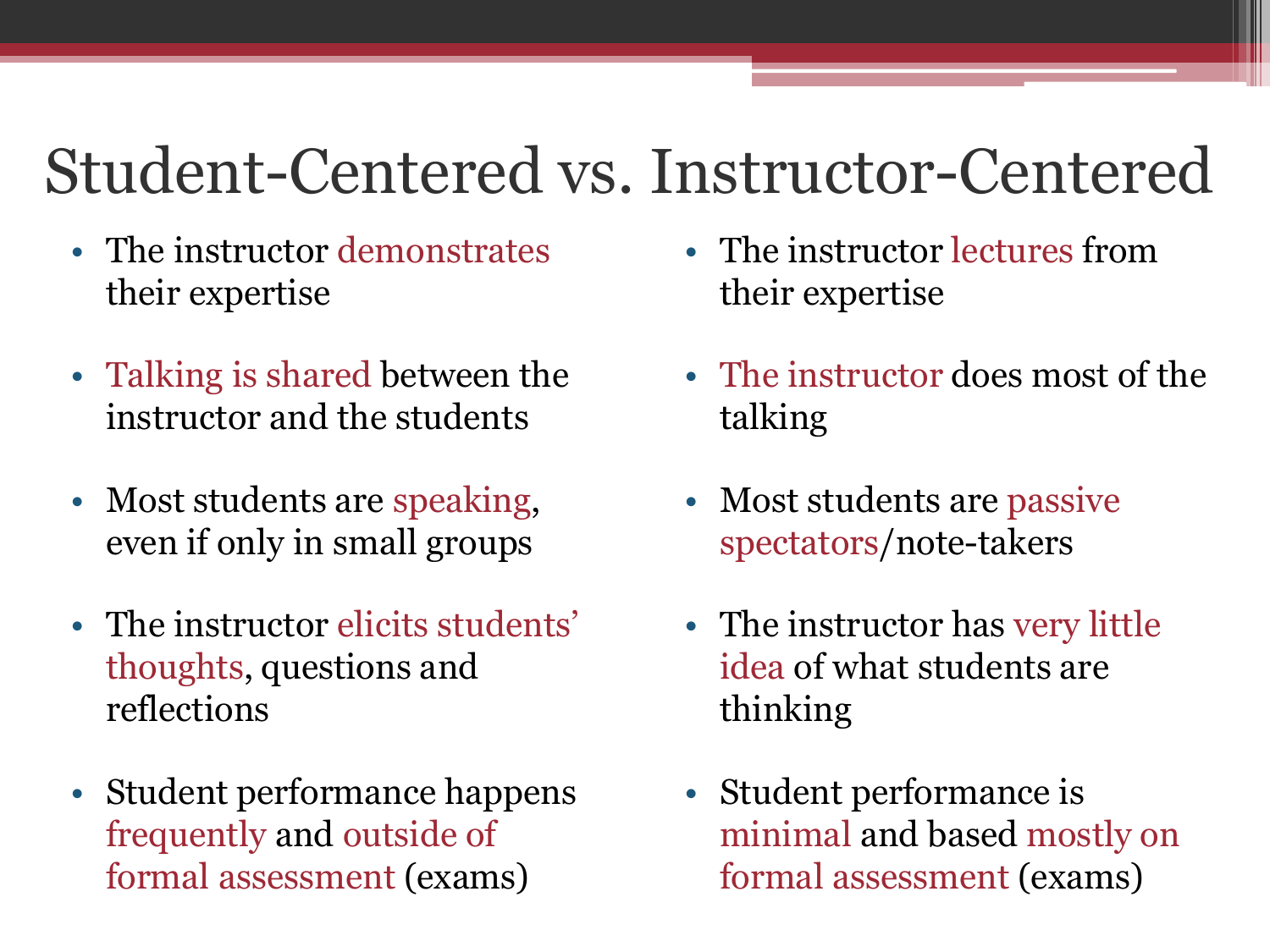# Student-Centered vs. Instructor-Centered

- The instructor demonstrates their expertise
- Talking is shared between the instructor and the students
- Most students are speaking, even if only in small groups
- The instructor elicits students' thoughts, questions and reflections
- Student performance happens frequently and outside of formal assessment (exams)

- The instructor lectures from their expertise
- The instructor does most of the talking
- Most students are passive spectators/note-takers
- The instructor has very little idea of what students are thinking
- Student performance is minimal and based mostly on formal assessment (exams)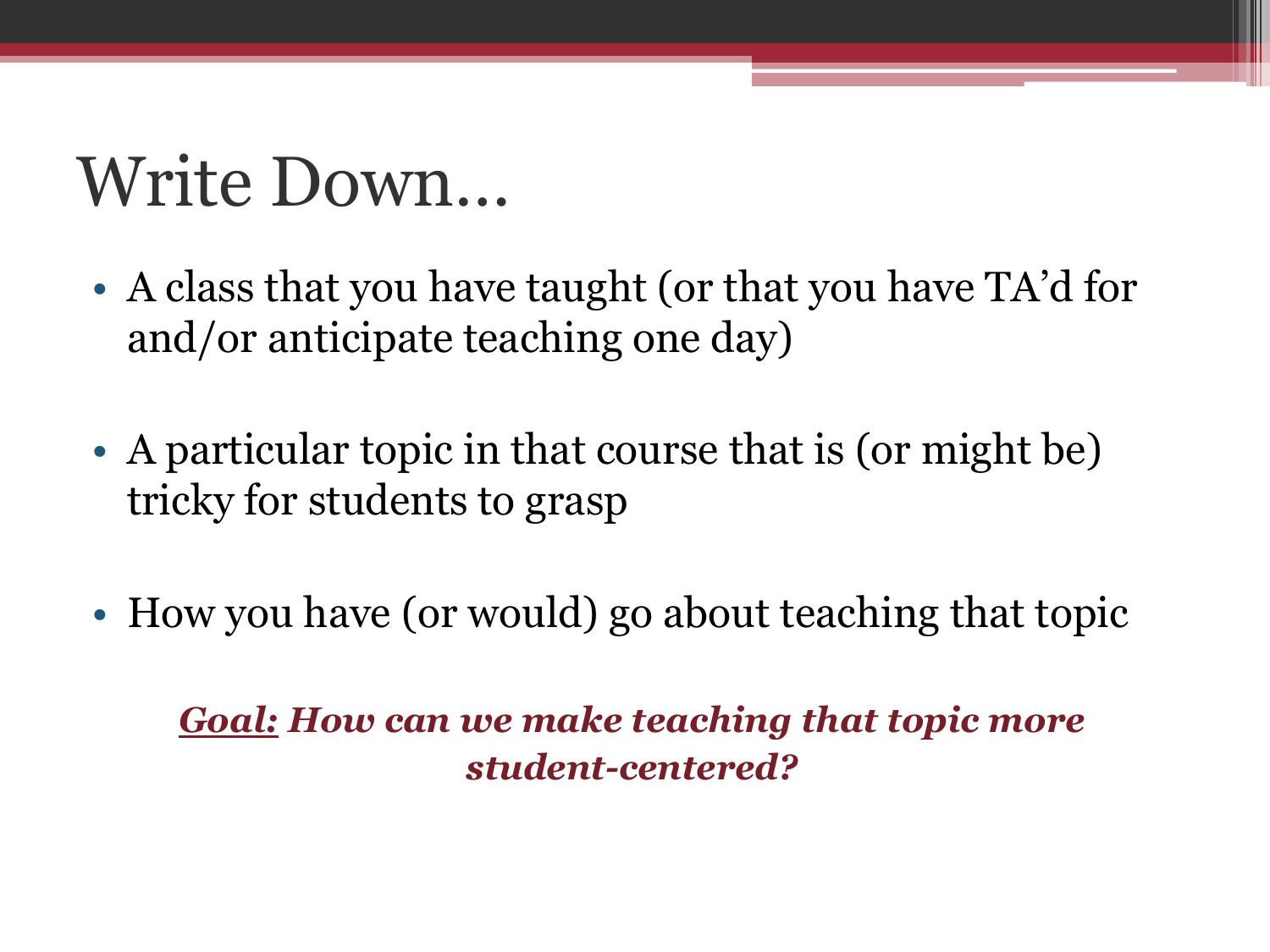# Write Down…

- A class that you have taught (or that you have TA'd for and/or anticipate teaching one day)
- A particular topic in that course that is (or might be) tricky for students to grasp
- How you have (or would) go about teaching that topic

***Goal:*** ***How can we make teaching that topic more student-centered?***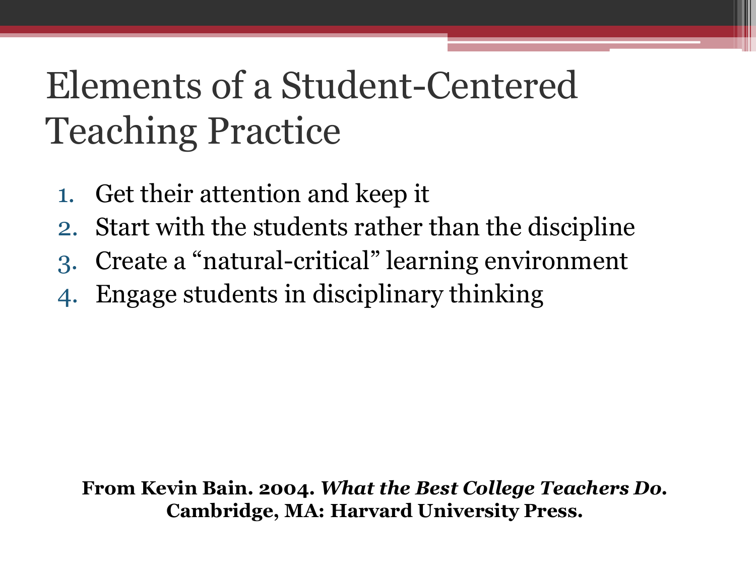# Elements of a Student-Centered Teaching Practice

1. Get their attention and keep it
2. Start with the students rather than the discipline
3. Create a “natural-critical” learning environment
4. Engage students in disciplinary thinking

**From Kevin Bain. 2004. *What the Best College Teachers Do*. Cambridge, MA: Harvard University Press.**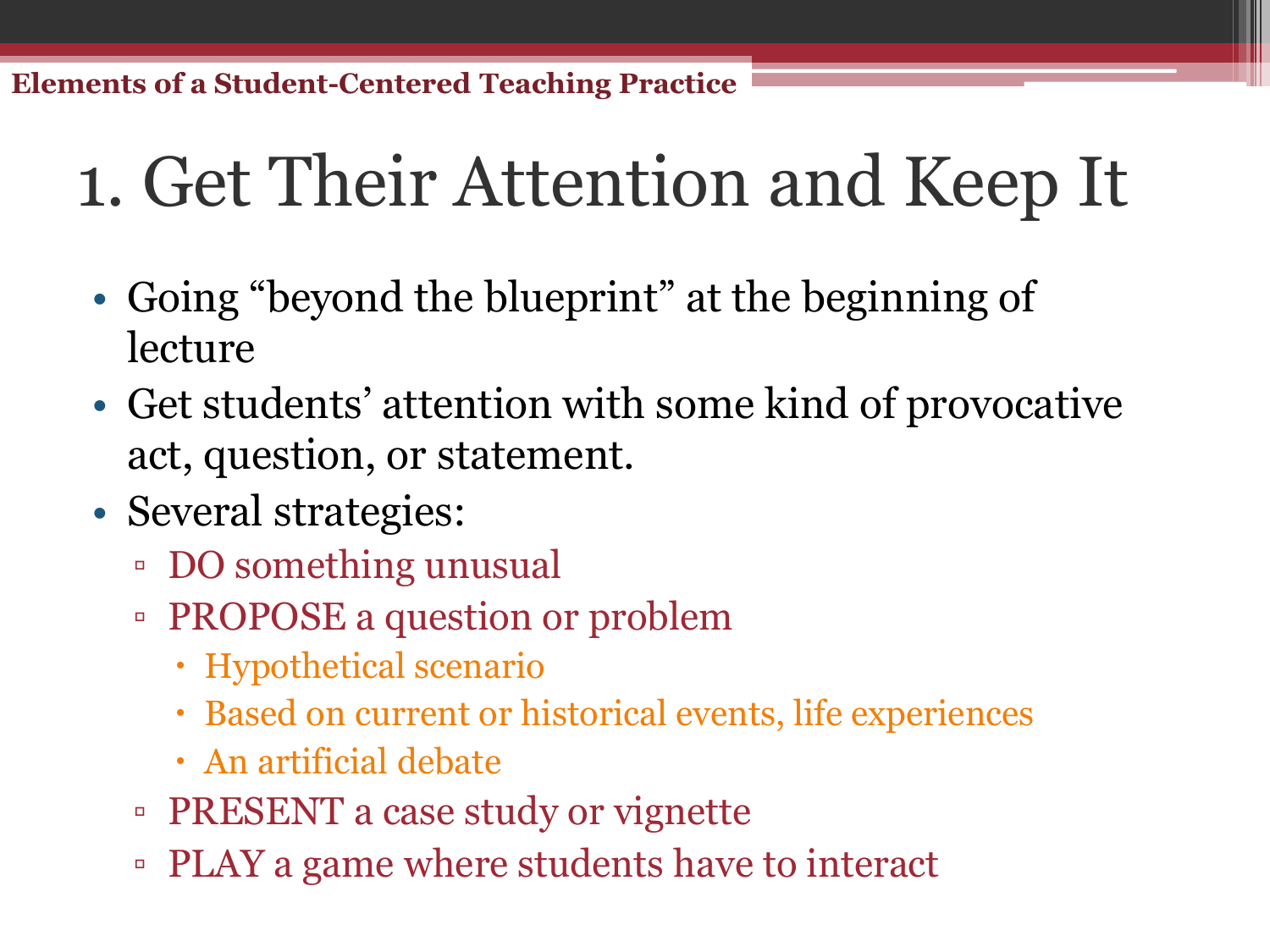# 1. Get Their Attention and Keep It

- Going "beyond the blueprint" at the beginning of lecture
- Get students' attention with some kind of provocative act, question, or statement.
- Several strategies:
  - DO something unusual
  - PROPOSE a question or problem
    - Hypothetical scenario
    - Based on current or historical events, life experiences
    - An artificial debate
  - PRESENT a case study or vignette
  - PLAY a game where students have to interact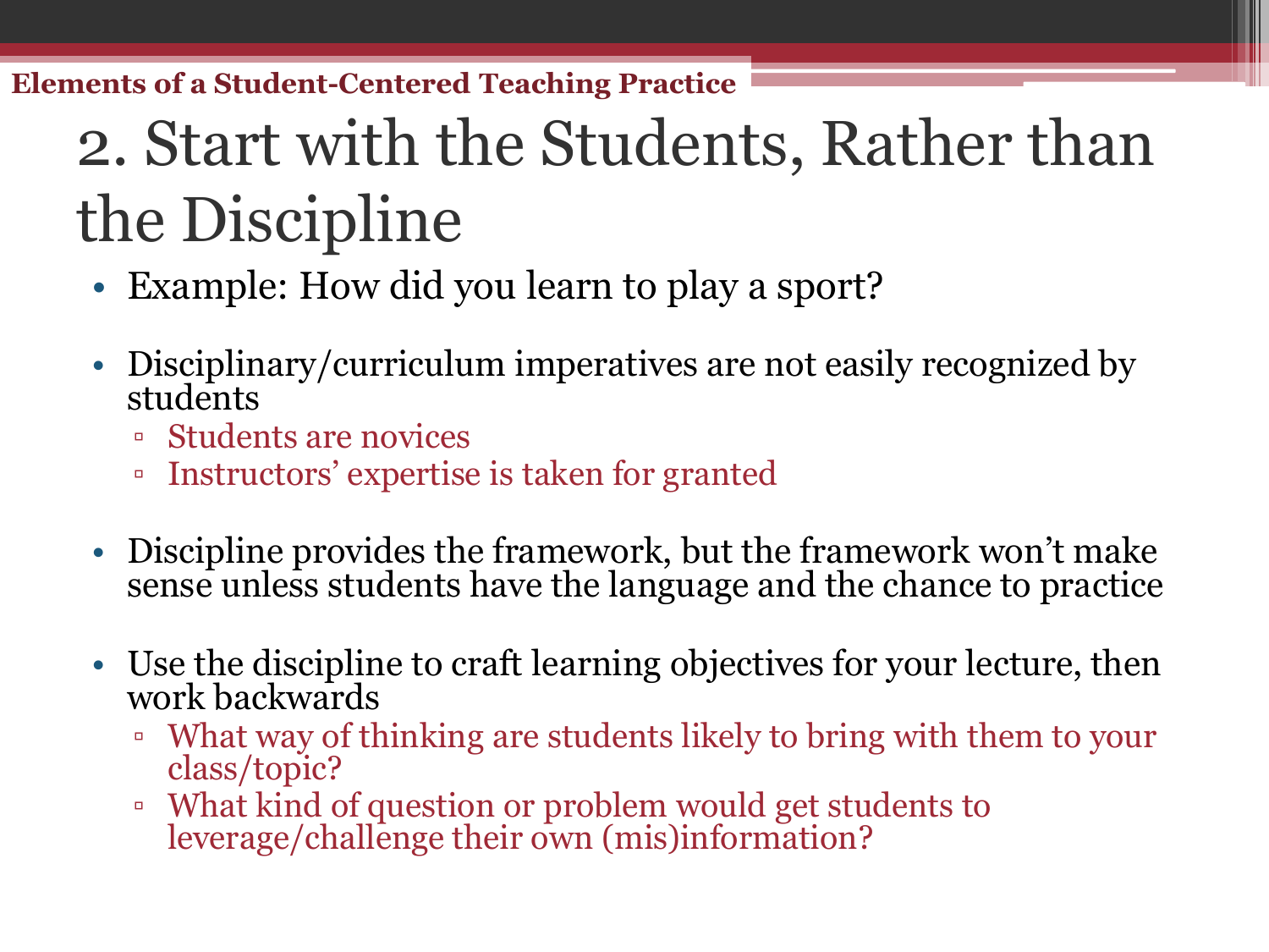Elements of a Student-Centered Teaching Practice

# 2. Start with the Students, Rather than the Discipline

- Example: How did you learn to play a sport?

- Disciplinary/curriculum imperatives are not easily recognized by students
  - Students are novices
  - Instructors' expertise is taken for granted

- Discipline provides the framework, but the framework won't make sense unless students have the language and the chance to practice

- Use the discipline to craft learning objectives for your lecture, then work backwards
  - What way of thinking are students likely to bring with them to your class/topic?
  - What kind of question or problem would get students to leverage/challenge their own (mis)information?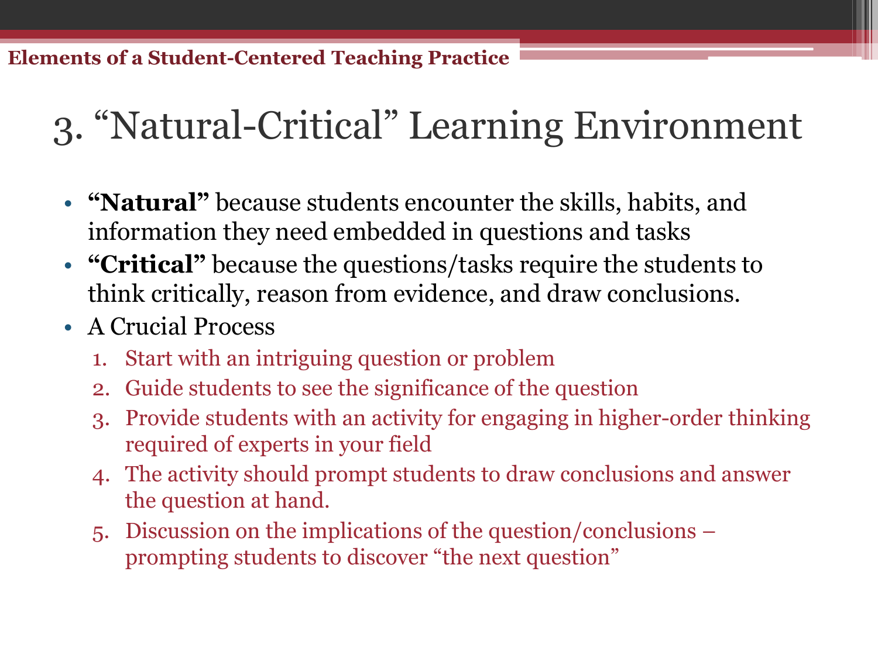Elements of a Student-Centered Teaching Practice

# 3. "Natural-Critical" Learning Environment

- **"Natural"** because students encounter the skills, habits, and information they need embedded in questions and tasks
- **"Critical"** because the questions/tasks require the students to think critically, reason from evidence, and draw conclusions.
- A Crucial Process
  1. Start with an intriguing question or problem
  2. Guide students to see the significance of the question
  3. Provide students with an activity for engaging in higher-order thinking required of experts in your field
  4. The activity should prompt students to draw conclusions and answer the question at hand.
  5. Discussion on the implications of the question/conclusions – prompting students to discover "the next question"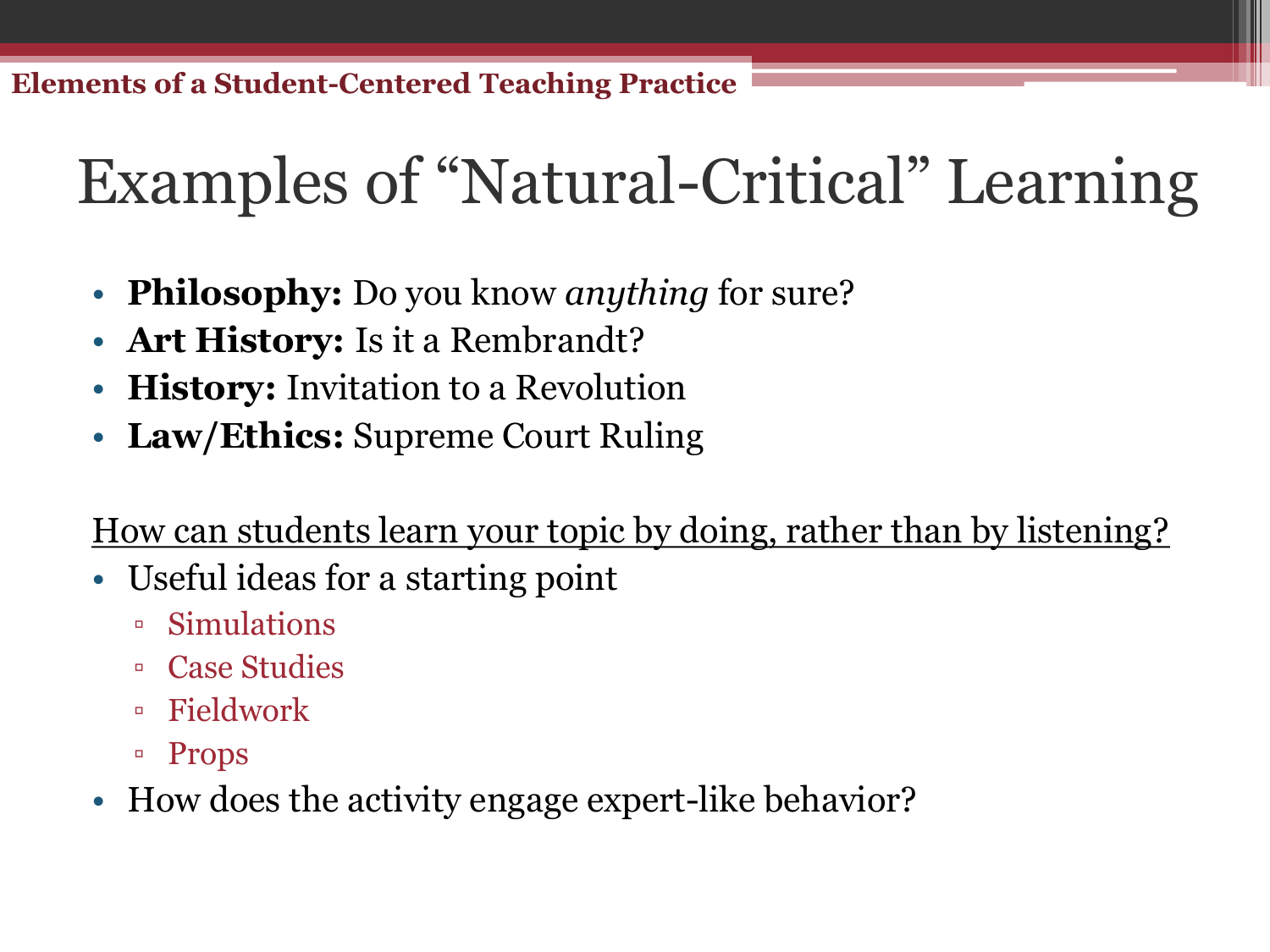# Examples of "Natural-Critical" Learning

- **Philosophy:** Do you know *anything* for sure?
- **Art History:** Is it a Rembrandt?
- **History:** Invitation to a Revolution
- **Law/Ethics:** Supreme Court Ruling

<u>How can students learn your topic by doing, rather than by listening?</u>

- Useful ideas for a starting point
  - Simulations
  - Case Studies
  - Fieldwork
  - Props
- How does the activity engage expert-like behavior?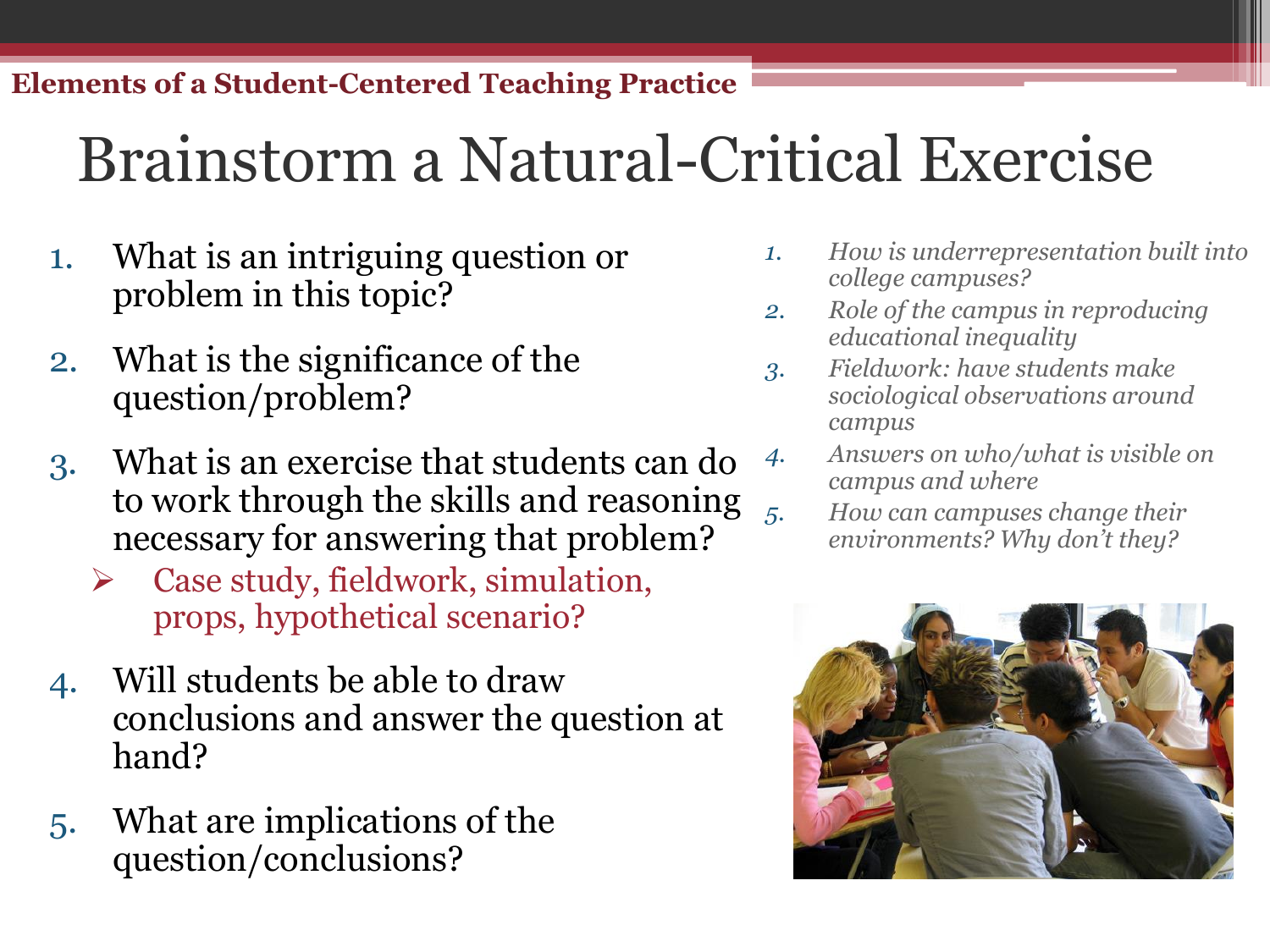**Elements of a Student-Centered Teaching Practice**

# Brainstorm a Natural-Critical Exercise

1. What is an intriguing question or problem in this topic?
2. What is the significance of the question/problem?
3. What is an exercise that students can do to work through the skills and reasoning necessary for answering that problem?
   - Case study, fieldwork, simulation, props, hypothetical scenario?
4. Will students be able to draw conclusions and answer the question at hand?
5. What are implications of the question/conclusions?

*1. How is underrepresentation built into college campuses?*

*2. Role of the campus in reproducing educational inequality*

*3. Fieldwork: have students make sociological observations around campus*

*4. Answers on who/what is visible on campus and where*

*5. How can campuses change their environments? Why don't they?*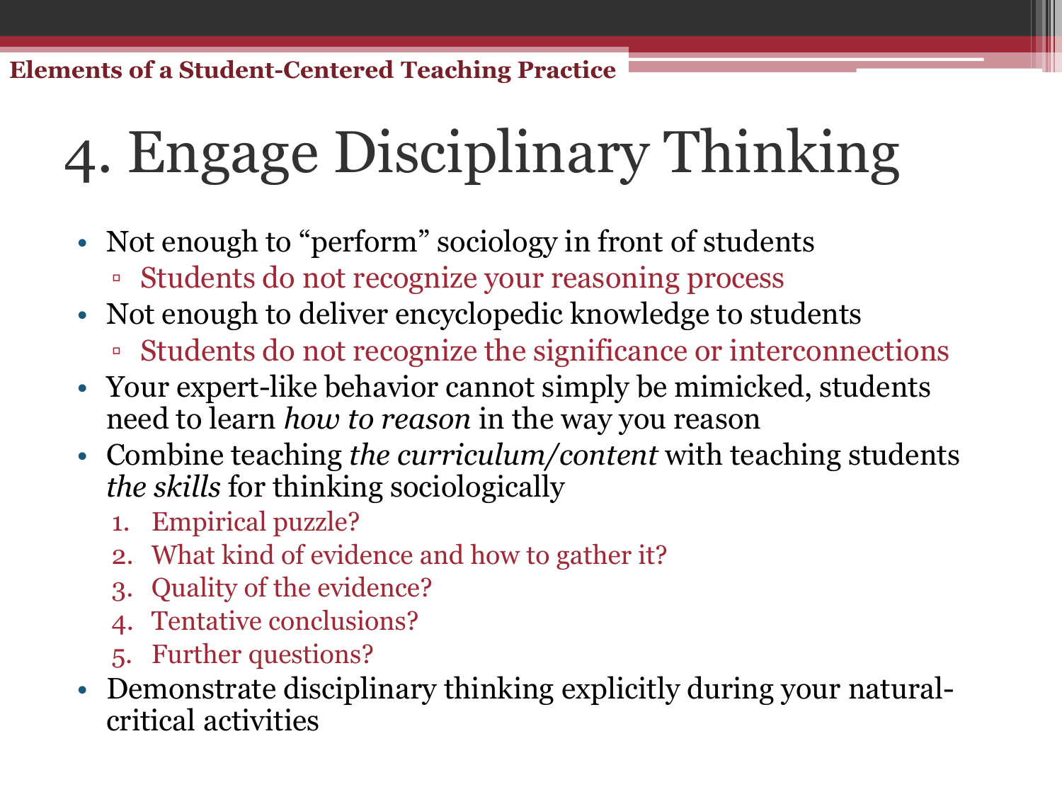**Elements of a Student-Centered Teaching Practice**

# 4. Engage Disciplinary Thinking

- Not enough to “perform” sociology in front of students
  - Students do not recognize your reasoning process
- Not enough to deliver encyclopedic knowledge to students
  - Students do not recognize the significance or interconnections
- Your expert-like behavior cannot simply be mimicked, students need to learn *how to reason* in the way you reason
- Combine teaching *the curriculum/content* with teaching students *the skills* for thinking sociologically
  1. Empirical puzzle?
  2. What kind of evidence and how to gather it?
  3. Quality of the evidence?
  4. Tentative conclusions?
  5. Further questions?
- Demonstrate disciplinary thinking explicitly during your natural-critical activities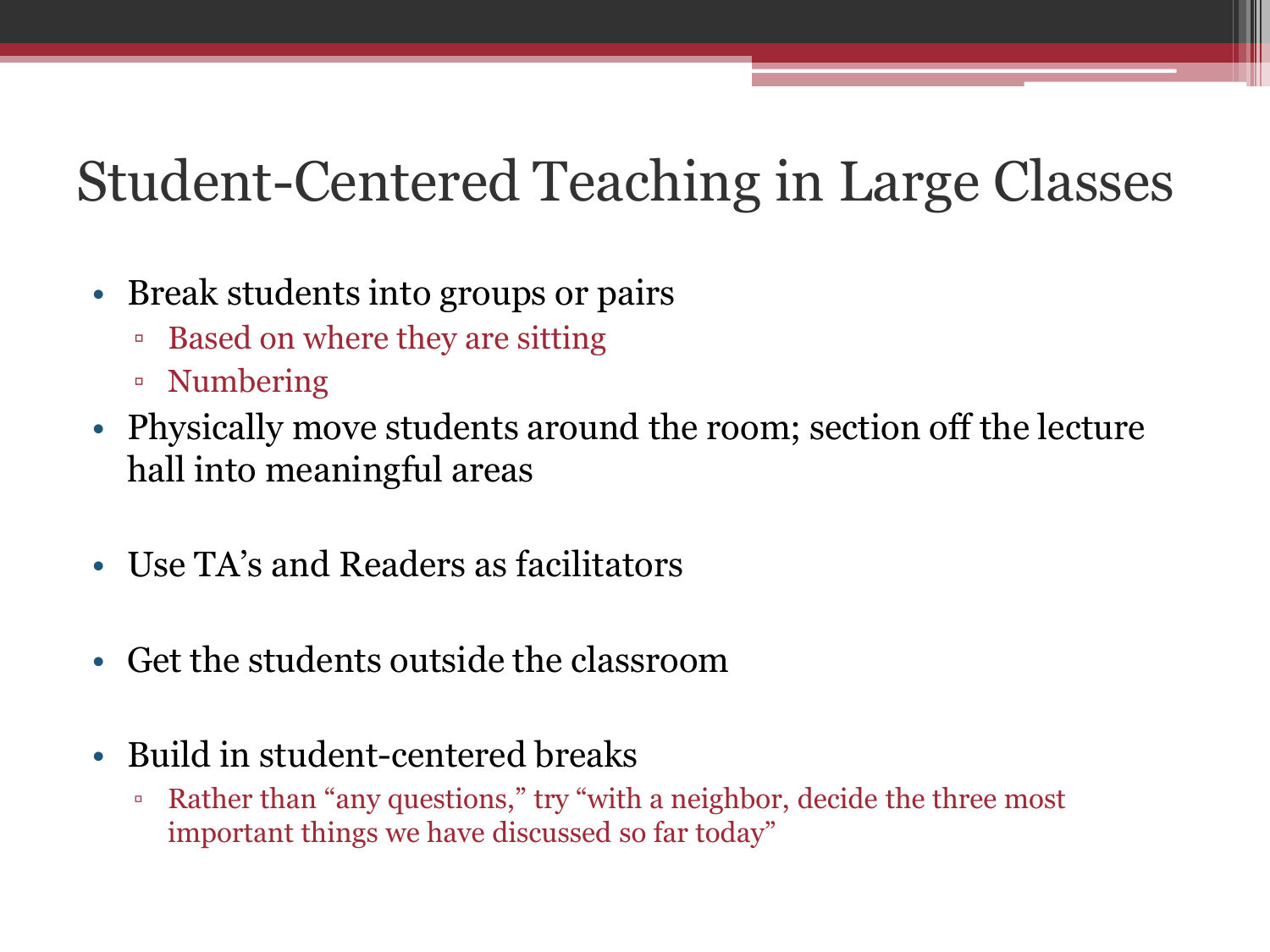# Student-Centered Teaching in Large Classes

- Break students into groups or pairs
  - Based on where they are sitting
  - Numbering
- Physically move students around the room; section off the lecture hall into meaningful areas
- Use TA's and Readers as facilitators
- Get the students outside the classroom
- Build in student-centered breaks
  - Rather than "any questions," try "with a neighbor, decide the three most important things we have discussed so far today"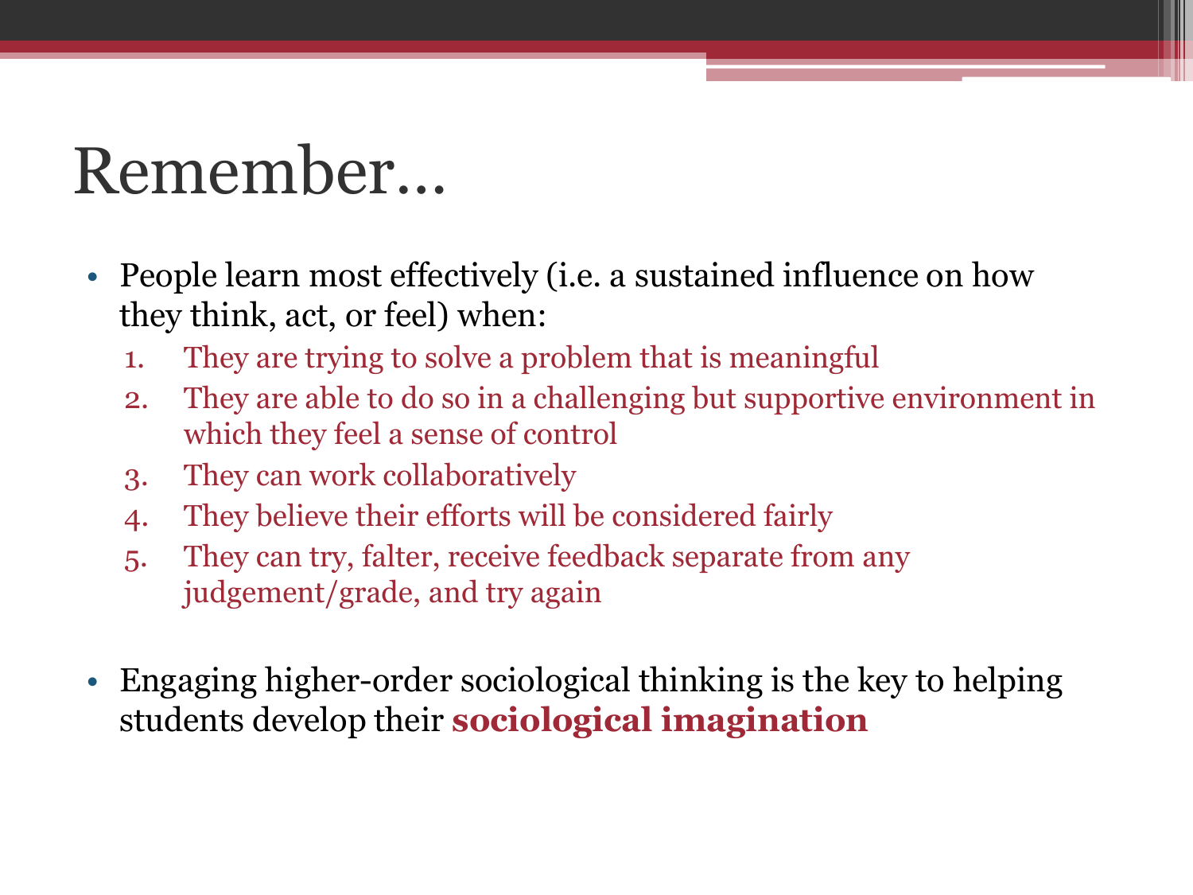# Remember…

- People learn most effectively (i.e. a sustained influence on how they think, act, or feel) when:
  1. They are trying to solve a problem that is meaningful
  2. They are able to do so in a challenging but supportive environment in which they feel a sense of control
  3. They can work collaboratively
  4. They believe their efforts will be considered fairly
  5. They can try, falter, receive feedback separate from any judgement/grade, and try again

- Engaging higher-order sociological thinking is the key to helping students develop their **sociological imagination**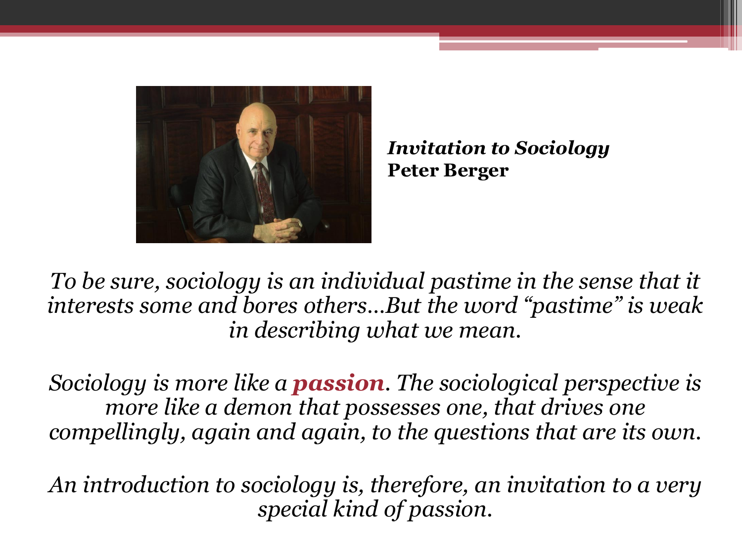***Invitation to Sociology***
**Peter Berger**

*To be sure, sociology is an individual pastime in the sense that it interests some and bores others…But the word "pastime" is weak in describing what we mean.*

*Sociology is more like a* ***passion****. The sociological perspective is more like a demon that possesses one, that drives one compellingly, again and again, to the questions that are its own.*

*An introduction to sociology is, therefore, an invitation to a very special kind of passion.*